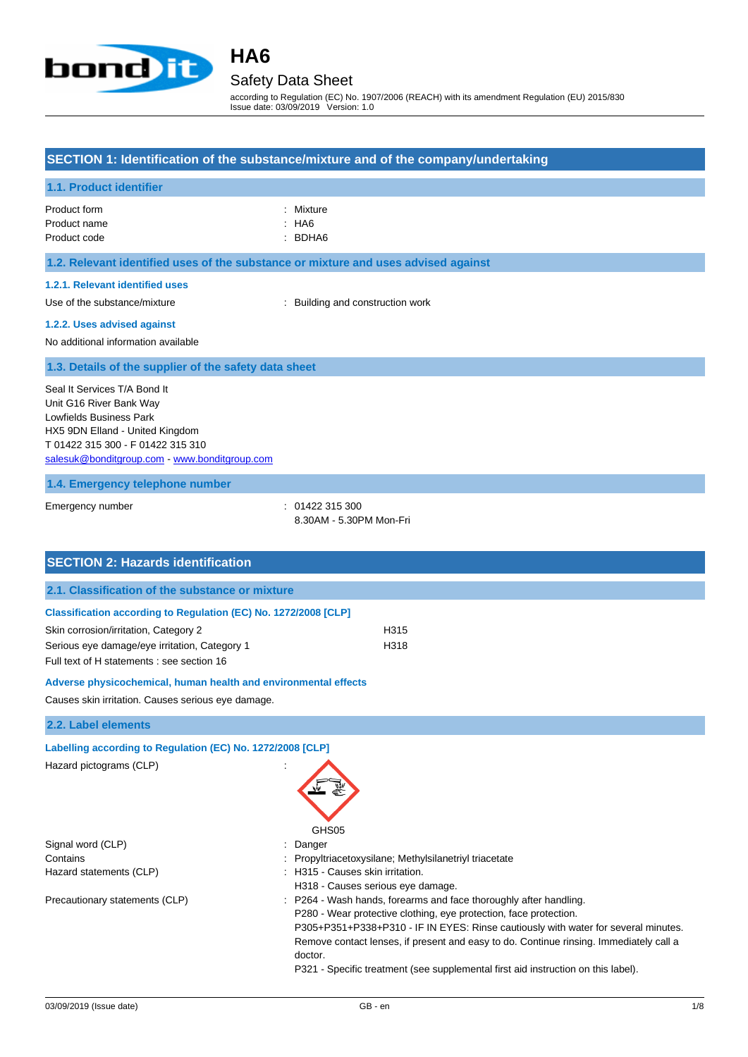# HA6

## Safety Data Sheet

according to Regulation (EC) No. 1907/2006 (REACH) with its amendment Regulation (EU) 2015/830
Issue date: 03/09/2019 Version: 1.0

## SECTION 1: Identification of the substance/mixture and of the company/undertaking

### 1.1. Product identifier

| | |
|---|---|
| Product form | : Mixture |
| Product name | : HA6 |
| Product code | : BDHA6 |

### 1.2. Relevant identified uses of the substance or mixture and uses advised against

#### 1.2.1. Relevant identified uses

| | |
|---|---|
| Use of the substance/mixture | : Building and construction work |

#### 1.2.2. Uses advised against

No additional information available

### 1.3. Details of the supplier of the safety data sheet

Seal It Services T/A Bond It
Unit G16 River Bank Way
Lowfields Business Park
HX5 9DN Elland - United Kingdom
T 01422 315 300 - F 01422 315 310
salesuk@bonditgroup.com - www.bonditgroup.com

### 1.4. Emergency telephone number

| | |
|---|---|
| Emergency number | : 01422 315 300<br>8.30AM - 5.30PM Mon-Fri |

## SECTION 2: Hazards identification

### 2.1. Classification of the substance or mixture

#### Classification according to Regulation (EC) No. 1272/2008 [CLP]

| | |
|---|---|
| Skin corrosion/irritation, Category 2 | H315 |
| Serious eye damage/eye irritation, Category 1 | H318 |

Full text of H statements : see section 16

#### Adverse physicochemical, human health and environmental effects

Causes skin irritation. Causes serious eye damage.

### 2.2. Label elements

#### Labelling according to Regulation (EC) No. 1272/2008 [CLP]

| | |
|---|---|
| Hazard pictograms (CLP) | : GHS05 |
| Signal word (CLP) | : Danger |
| Contains | : Propyltriacetoxysilane; Methylsilanetriyl triacetate |
| Hazard statements (CLP) | : H315 - Causes skin irritation.<br>H318 - Causes serious eye damage. |
| Precautionary statements (CLP) | : P264 - Wash hands, forearms and face thoroughly after handling.<br>P280 - Wear protective clothing, eye protection, face protection.<br>P305+P351+P338+P310 - IF IN EYES: Rinse cautiously with water for several minutes. Remove contact lenses, if present and easy to do. Continue rinsing. Immediately call a doctor.<br>P321 - Specific treatment (see supplemental first aid instruction on this label). |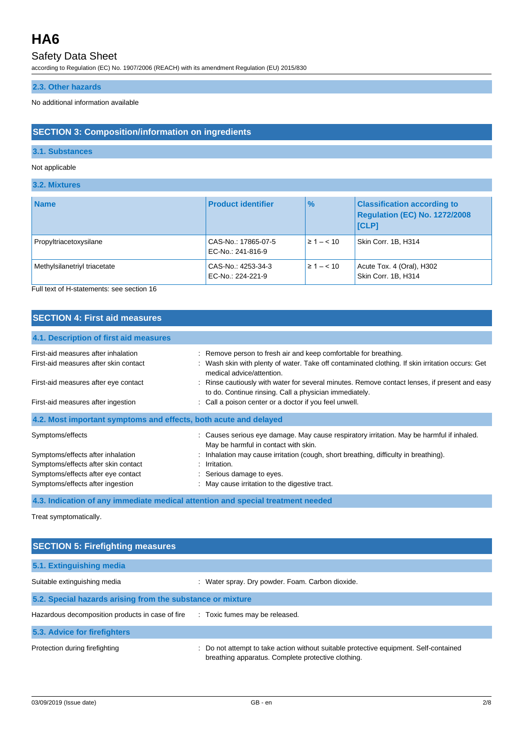### 2.3. Other hazards

No additional information available

## SECTION 3: Composition/information on ingredients

### 3.1. Substances

Not applicable

### 3.2. Mixtures

| Name | Product identifier | % | Classification according to Regulation (EC) No. 1272/2008 [CLP] |
|---|---|---|---|
| Propyltriacetoxysilane | CAS-No.: 17865-07-5<br>EC-No.: 241-816-9 | ≥ 1 – < 10 | Skin Corr. 1B, H314 |
| Methylsilanetriyl triacetate | CAS-No.: 4253-34-3<br>EC-No.: 224-221-9 | ≥ 1 – < 10 | Acute Tox. 4 (Oral), H302<br>Skin Corr. 1B, H314 |

Full text of H-statements: see section 16

## SECTION 4: First aid measures

### 4.1. Description of first aid measures

First-aid measures after inhalation : Remove person to fresh air and keep comfortable for breathing.

First-aid measures after skin contact : Wash skin with plenty of water. Take off contaminated clothing. If skin irritation occurs: Get medical advice/attention.

First-aid measures after eye contact : Rinse cautiously with water for several minutes. Remove contact lenses, if present and easy to do. Continue rinsing. Call a physician immediately.

First-aid measures after ingestion : Call a poison center or a doctor if you feel unwell.

### 4.2. Most important symptoms and effects, both acute and delayed

Symptoms/effects : Causes serious eye damage. May cause respiratory irritation. May be harmful if inhaled. May be harmful in contact with skin.

Symptoms/effects after inhalation : Inhalation may cause irritation (cough, short breathing, difficulty in breathing).

Symptoms/effects after skin contact : Irritation.

Symptoms/effects after eye contact : Serious damage to eyes.

Symptoms/effects after ingestion : May cause irritation to the digestive tract.

### 4.3. Indication of any immediate medical attention and special treatment needed

Treat symptomatically.

## SECTION 5: Firefighting measures

### 5.1. Extinguishing media

Suitable extinguishing media : Water spray. Dry powder. Foam. Carbon dioxide.

### 5.2. Special hazards arising from the substance or mixture

Hazardous decomposition products in case of fire : Toxic fumes may be released.

### 5.3. Advice for firefighters

Protection during firefighting : Do not attempt to take action without suitable protective equipment. Self-contained breathing apparatus. Complete protective clothing.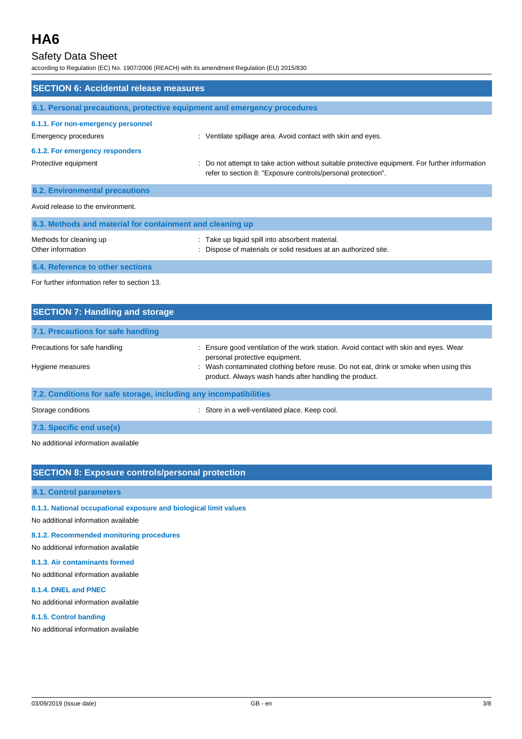## SECTION 6: Accidental release measures

### 6.1. Personal precautions, protective equipment and emergency procedures

#### 6.1.1. For non-emergency personnel

Emergency procedures : Ventilate spillage area. Avoid contact with skin and eyes.

#### 6.1.2. For emergency responders

Protective equipment : Do not attempt to take action without suitable protective equipment. For further information refer to section 8: "Exposure controls/personal protection".

### 6.2. Environmental precautions

Avoid release to the environment.

### 6.3. Methods and material for containment and cleaning up

Methods for cleaning up : Take up liquid spill into absorbent material.

Other information : Dispose of materials or solid residues at an authorized site.

### 6.4. Reference to other sections

For further information refer to section 13.

## SECTION 7: Handling and storage

### 7.1. Precautions for safe handling

Precautions for safe handling : Ensure good ventilation of the work station. Avoid contact with skin and eyes. Wear personal protective equipment.

Hygiene measures : Wash contaminated clothing before reuse. Do not eat, drink or smoke when using this product. Always wash hands after handling the product.

### 7.2. Conditions for safe storage, including any incompatibilities

Storage conditions : Store in a well-ventilated place. Keep cool.

### 7.3. Specific end use(s)

No additional information available

## SECTION 8: Exposure controls/personal protection

### 8.1. Control parameters

#### 8.1.1. National occupational exposure and biological limit values

No additional information available

#### 8.1.2. Recommended monitoring procedures

No additional information available

#### 8.1.3. Air contaminants formed

No additional information available

#### 8.1.4. DNEL and PNEC

No additional information available

#### 8.1.5. Control banding

No additional information available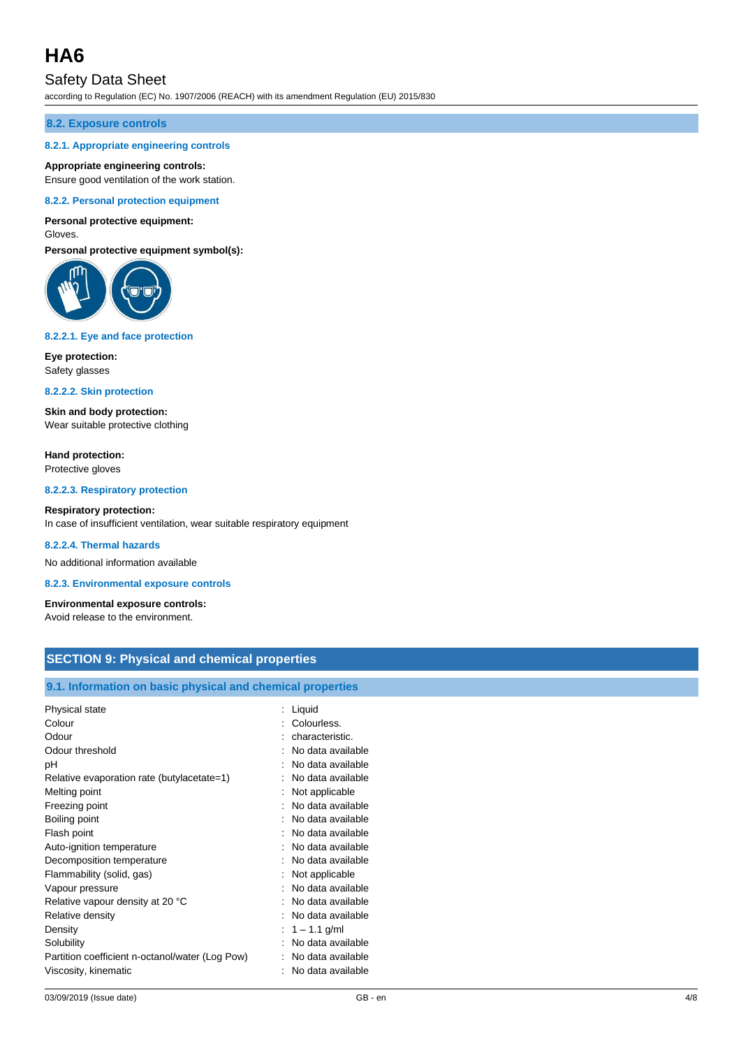## 8.2. Exposure controls

### 8.2.1. Appropriate engineering controls

**Appropriate engineering controls:**
Ensure good ventilation of the work station.

### 8.2.2. Personal protection equipment

**Personal protective equipment:**
Gloves.

**Personal protective equipment symbol(s):**

#### 8.2.2.1. Eye and face protection

**Eye protection:**
Safety glasses

#### 8.2.2.2. Skin protection

**Skin and body protection:**
Wear suitable protective clothing

**Hand protection:**
Protective gloves

#### 8.2.2.3. Respiratory protection

**Respiratory protection:**
In case of insufficient ventilation, wear suitable respiratory equipment

#### 8.2.2.4. Thermal hazards

No additional information available

### 8.2.3. Environmental exposure controls

**Environmental exposure controls:**
Avoid release to the environment.

# SECTION 9: Physical and chemical properties

## 9.1. Information on basic physical and chemical properties

| Property | Value |
|---|---|
| Physical state | Liquid |
| Colour | Colourless. |
| Odour | characteristic. |
| Odour threshold | No data available |
| pH | No data available |
| Relative evaporation rate (butylacetate=1) | No data available |
| Melting point | Not applicable |
| Freezing point | No data available |
| Boiling point | No data available |
| Flash point | No data available |
| Auto-ignition temperature | No data available |
| Decomposition temperature | No data available |
| Flammability (solid, gas) | Not applicable |
| Vapour pressure | No data available |
| Relative vapour density at 20 °C | No data available |
| Relative density | No data available |
| Density | 1 – 1.1 g/ml |
| Solubility | No data available |
| Partition coefficient n-octanol/water (Log Pow) | No data available |
| Viscosity, kinematic | No data available |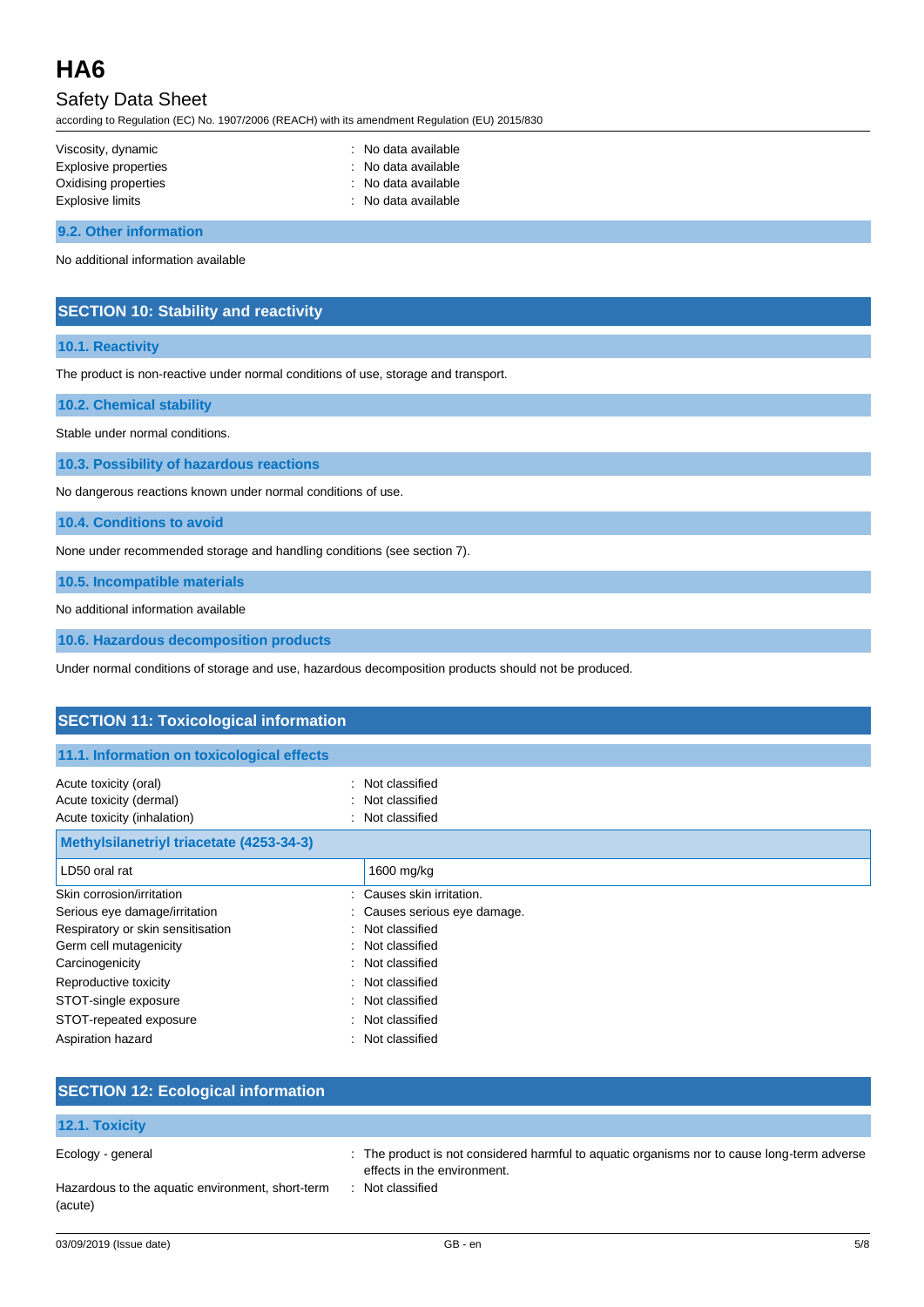| | |
|---|---|
| Viscosity, dynamic | : No data available |
| Explosive properties | : No data available |
| Oxidising properties | : No data available |
| Explosive limits | : No data available |

### 9.2. Other information

No additional information available

## SECTION 10: Stability and reactivity

### 10.1. Reactivity

The product is non-reactive under normal conditions of use, storage and transport.

### 10.2. Chemical stability

Stable under normal conditions.

### 10.3. Possibility of hazardous reactions

No dangerous reactions known under normal conditions of use.

### 10.4. Conditions to avoid

None under recommended storage and handling conditions (see section 7).

### 10.5. Incompatible materials

No additional information available

### 10.6. Hazardous decomposition products

Under normal conditions of storage and use, hazardous decomposition products should not be produced.

## SECTION 11: Toxicological information

### 11.1. Information on toxicological effects

| | |
|---|---|
| Acute toxicity (oral) | : Not classified |
| Acute toxicity (dermal) | : Not classified |
| Acute toxicity (inhalation) | : Not classified |

| Methylsilanetriyl triacetate (4253-34-3) | |
|---|---|
| LD50 oral rat | 1600 mg/kg |

| | |
|---|---|
| Skin corrosion/irritation | : Causes skin irritation. |
| Serious eye damage/irritation | : Causes serious eye damage. |
| Respiratory or skin sensitisation | : Not classified |
| Germ cell mutagenicity | : Not classified |
| Carcinogenicity | : Not classified |
| Reproductive toxicity | : Not classified |
| STOT-single exposure | : Not classified |
| STOT-repeated exposure | : Not classified |
| Aspiration hazard | : Not classified |

## SECTION 12: Ecological information

### 12.1. Toxicity

| | |
|---|---|
| Ecology - general | : The product is not considered harmful to aquatic organisms nor to cause long-term adverse effects in the environment. |
| Hazardous to the aquatic environment, short-term (acute) | : Not classified |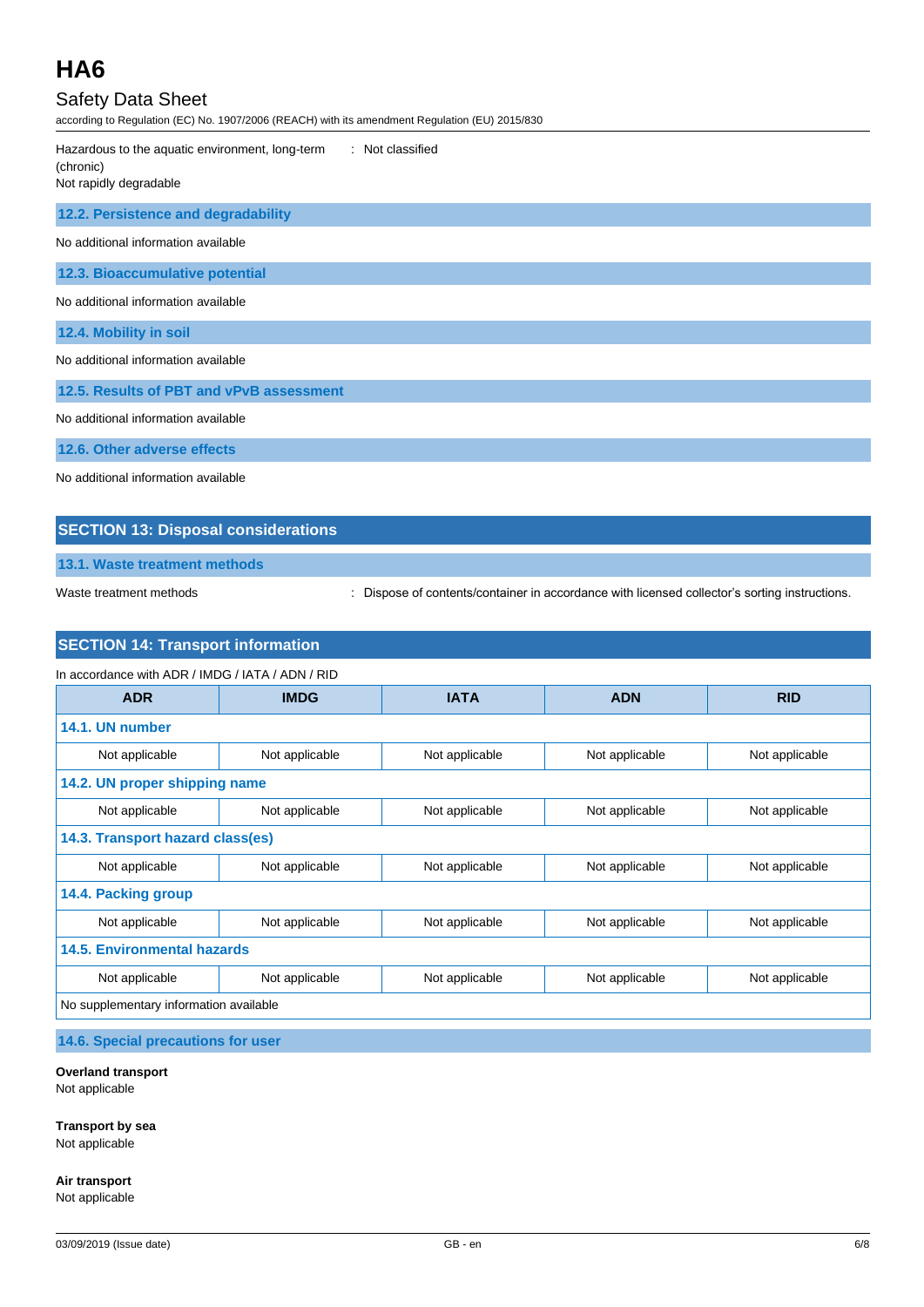| | |
|---|---|
| Hazardous to the aquatic environment, long-term (chronic) | : Not classified |

Not rapidly degradable

### 12.2. Persistence and degradability

No additional information available

### 12.3. Bioaccumulative potential

No additional information available

### 12.4. Mobility in soil

No additional information available

### 12.5. Results of PBT and vPvB assessment

No additional information available

### 12.6. Other adverse effects

No additional information available

## SECTION 13: Disposal considerations

### 13.1. Waste treatment methods

| | |
|---|---|
| Waste treatment methods | : Dispose of contents/container in accordance with licensed collector's sorting instructions. |

## SECTION 14: Transport information

In accordance with ADR / IMDG / IATA / ADN / RID

| ADR | IMDG | IATA | ADN | RID |
|---|---|---|---|---|
| **14.1. UN number** | | | | |
| Not applicable | Not applicable | Not applicable | Not applicable | Not applicable |
| **14.2. UN proper shipping name** | | | | |
| Not applicable | Not applicable | Not applicable | Not applicable | Not applicable |
| **14.3. Transport hazard class(es)** | | | | |
| Not applicable | Not applicable | Not applicable | Not applicable | Not applicable |
| **14.4. Packing group** | | | | |
| Not applicable | Not applicable | Not applicable | Not applicable | Not applicable |
| **14.5. Environmental hazards** | | | | |
| Not applicable | Not applicable | Not applicable | Not applicable | Not applicable |
| No supplementary information available | | | | |

### 14.6. Special precautions for user

**Overland transport**
Not applicable

**Transport by sea**
Not applicable

**Air transport**
Not applicable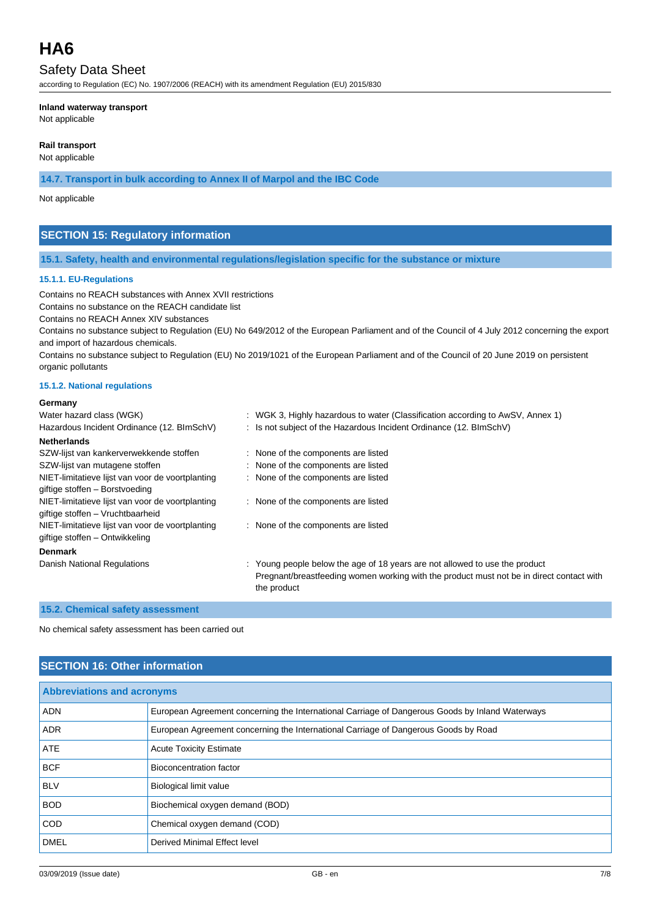**Inland waterway transport**

Not applicable

**Rail transport**

Not applicable

### 14.7. Transport in bulk according to Annex II of Marpol and the IBC Code

Not applicable

## SECTION 15: Regulatory information

### 15.1. Safety, health and environmental regulations/legislation specific for the substance or mixture

#### 15.1.1. EU-Regulations

Contains no REACH substances with Annex XVII restrictions

Contains no substance on the REACH candidate list

Contains no REACH Annex XIV substances

Contains no substance subject to Regulation (EU) No 649/2012 of the European Parliament and of the Council of 4 July 2012 concerning the export and import of hazardous chemicals.

Contains no substance subject to Regulation (EU) No 2019/1021 of the European Parliament and of the Council of 20 June 2019 on persistent organic pollutants

#### 15.1.2. National regulations

**Germany**

| | |
|---|---|
| Water hazard class (WGK) | : WGK 3, Highly hazardous to water (Classification according to AwSV, Annex 1) |
| Hazardous Incident Ordinance (12. BImSchV) | : Is not subject of the Hazardous Incident Ordinance (12. BImSchV) |

**Netherlands**

| | |
|---|---|
| SZW-lijst van kankerverwekkende stoffen | : None of the components are listed |
| SZW-lijst van mutagene stoffen | : None of the components are listed |
| NIET-limitatieve lijst van voor de voortplanting giftige stoffen – Borstvoeding | : None of the components are listed |
| NIET-limitatieve lijst van voor de voortplanting giftige stoffen – Vruchtbaarheid | : None of the components are listed |
| NIET-limitatieve lijst van voor de voortplanting giftige stoffen – Ontwikkeling | : None of the components are listed |

**Denmark**

| | |
|---|---|
| Danish National Regulations | : Young people below the age of 18 years are not allowed to use the product<br>Pregnant/breastfeeding women working with the product must not be in direct contact with the product |

### 15.2. Chemical safety assessment

No chemical safety assessment has been carried out

## SECTION 16: Other information

| Abbreviations and acronyms | |
|---|---|
| ADN | European Agreement concerning the International Carriage of Dangerous Goods by Inland Waterways |
| ADR | European Agreement concerning the International Carriage of Dangerous Goods by Road |
| ATE | Acute Toxicity Estimate |
| BCF | Bioconcentration factor |
| BLV | Biological limit value |
| BOD | Biochemical oxygen demand (BOD) |
| COD | Chemical oxygen demand (COD) |
| DMEL | Derived Minimal Effect level |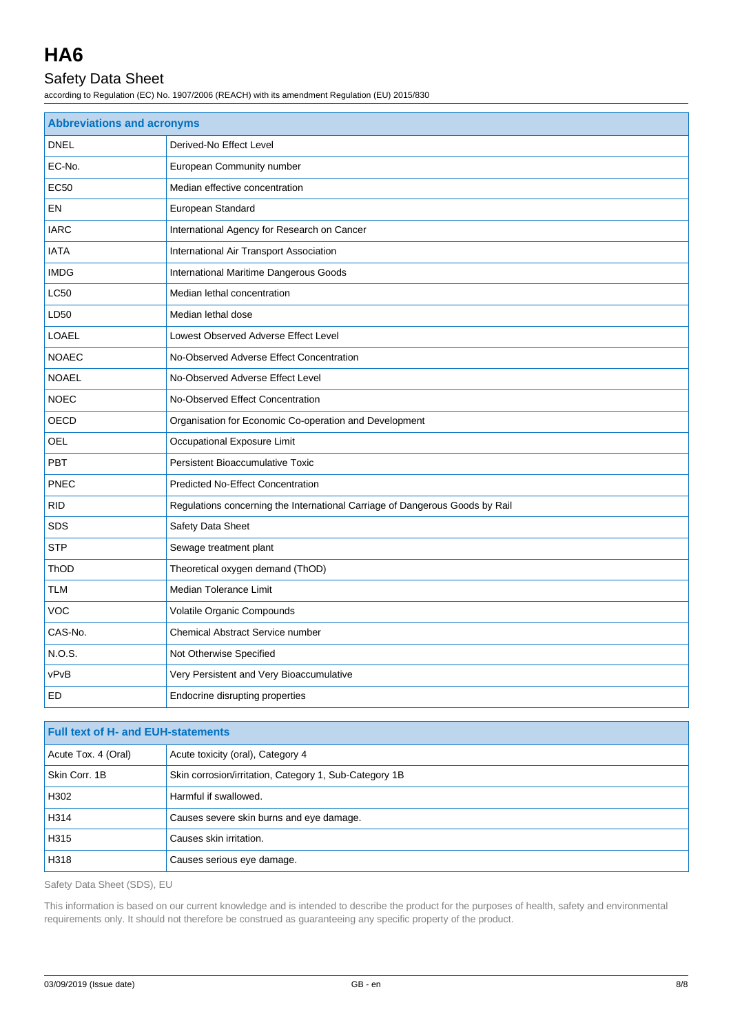| Abbreviations and acronyms | |
|---|---|
| DNEL | Derived-No Effect Level |
| EC-No. | European Community number |
| EC50 | Median effective concentration |
| EN | European Standard |
| IARC | International Agency for Research on Cancer |
| IATA | International Air Transport Association |
| IMDG | International Maritime Dangerous Goods |
| LC50 | Median lethal concentration |
| LD50 | Median lethal dose |
| LOAEL | Lowest Observed Adverse Effect Level |
| NOAEC | No-Observed Adverse Effect Concentration |
| NOAEL | No-Observed Adverse Effect Level |
| NOEC | No-Observed Effect Concentration |
| OECD | Organisation for Economic Co-operation and Development |
| OEL | Occupational Exposure Limit |
| PBT | Persistent Bioaccumulative Toxic |
| PNEC | Predicted No-Effect Concentration |
| RID | Regulations concerning the International Carriage of Dangerous Goods by Rail |
| SDS | Safety Data Sheet |
| STP | Sewage treatment plant |
| ThOD | Theoretical oxygen demand (ThOD) |
| TLM | Median Tolerance Limit |
| VOC | Volatile Organic Compounds |
| CAS-No. | Chemical Abstract Service number |
| N.O.S. | Not Otherwise Specified |
| vPvB | Very Persistent and Very Bioaccumulative |
| ED | Endocrine disrupting properties |

| Full text of H- and EUH-statements | |
|---|---|
| Acute Tox. 4 (Oral) | Acute toxicity (oral), Category 4 |
| Skin Corr. 1B | Skin corrosion/irritation, Category 1, Sub-Category 1B |
| H302 | Harmful if swallowed. |
| H314 | Causes severe skin burns and eye damage. |
| H315 | Causes skin irritation. |
| H318 | Causes serious eye damage. |

Safety Data Sheet (SDS), EU

This information is based on our current knowledge and is intended to describe the product for the purposes of health, safety and environmental requirements only. It should not therefore be construed as guaranteeing any specific property of the product.